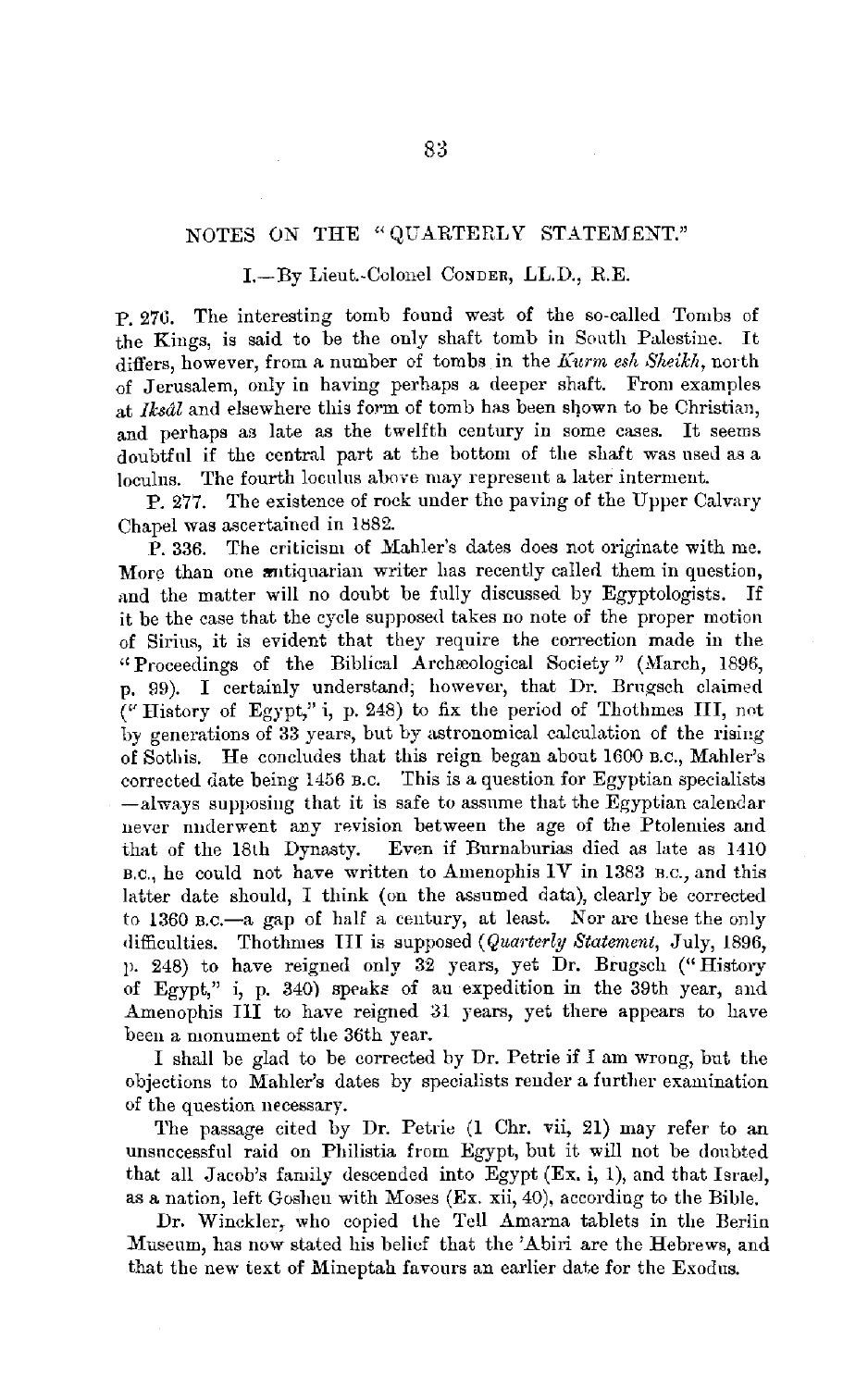# NOTES ON THE "QUARTERLY STATEMENT."

## I.—By Lieut.-Colonel CONDER, LL.D., R.E.

P. 276. The interesting tomb found west of the so-called Tombs of the Kings, is said to be the only shaft tomb in South Palestine. It differs, however, from a number of tombs in the *Kurm esh Sheikh*, north of Jerusalem, only in having perhaps a deeper shaft. From examples at *Iksâl* and elsewhere this form of tomb has been shown to be Christian, and perhaps as late as the twelfth century in some cases. It seems doubtful if the central part at the bottom of the shaft was used as a loculus. The fourth loculus above may represent a later interment.

P. 277. The existence of rock under the paving of the Upper Calvary Chapel was ascertained in 1882.

P. 336. The criticism of Mahler's dates does not originate with me. More than one antiquarian writer has recently called them in question, and the matter will no doubt be fully discussed by Egyptologists. If it be the case that the cycle supposed takes no note of the proper motion of Sirius, it is evident that they require the correction made in the "Proceedings of the Biblical Archæological Society" (March, 1896, p. 99). I certainly understand, however, that Dr. Brugsch claimed ("History of Egypt," i, p. 248) to fix the period of Thothmes III, not by generations of 33 years, but by astronomical calculation of the rising of Sothis. He concludes that this reign began about 1600 B.C., Mahler's corrected date being 1456 B.C. This is a question for Egyptian specialists—always supposing that it is safe to assume that the Egyptian calendar never underwent any revision between the age of the Ptolemies and that of the 18th Dynasty. Even if Burnaburias died as late as 1410 B.C., he could not have written to Amenophis IV in 1383 B.C., and this latter date should, I think (on the assumed data), clearly be corrected to 1360 B.C.—a gap of half a century, at least. Nor are these the only difficulties. Thothmes III is supposed (*Quarterly Statement*, July, 1896, p. 248) to have reigned only 32 years, yet Dr. Brugsch ("History of Egypt," i, p. 340) speaks of an expedition in the 39th year, and Amenophis III to have reigned 31 years, yet there appears to have been a monument of the 36th year.

I shall be glad to be corrected by Dr. Petrie if I am wrong, but the objections to Mahler's dates by specialists render a further examination of the question necessary.

The passage cited by Dr. Petrie (1 Chr. vii, 21) may refer to an unsuccessful raid on Philistia from Egypt, but it will not be doubted that all Jacob's family descended into Egypt (Ex. i, 1), and that Israel, as a nation, left Goshen with Moses (Ex. xii, 40), according to the Bible.

Dr. Winckler, who copied the Tell Amarna tablets in the Berlin Museum, has now stated his belief that the 'Abiri are the Hebrews, and that the new text of Mineptah favours an earlier date for the Exodus.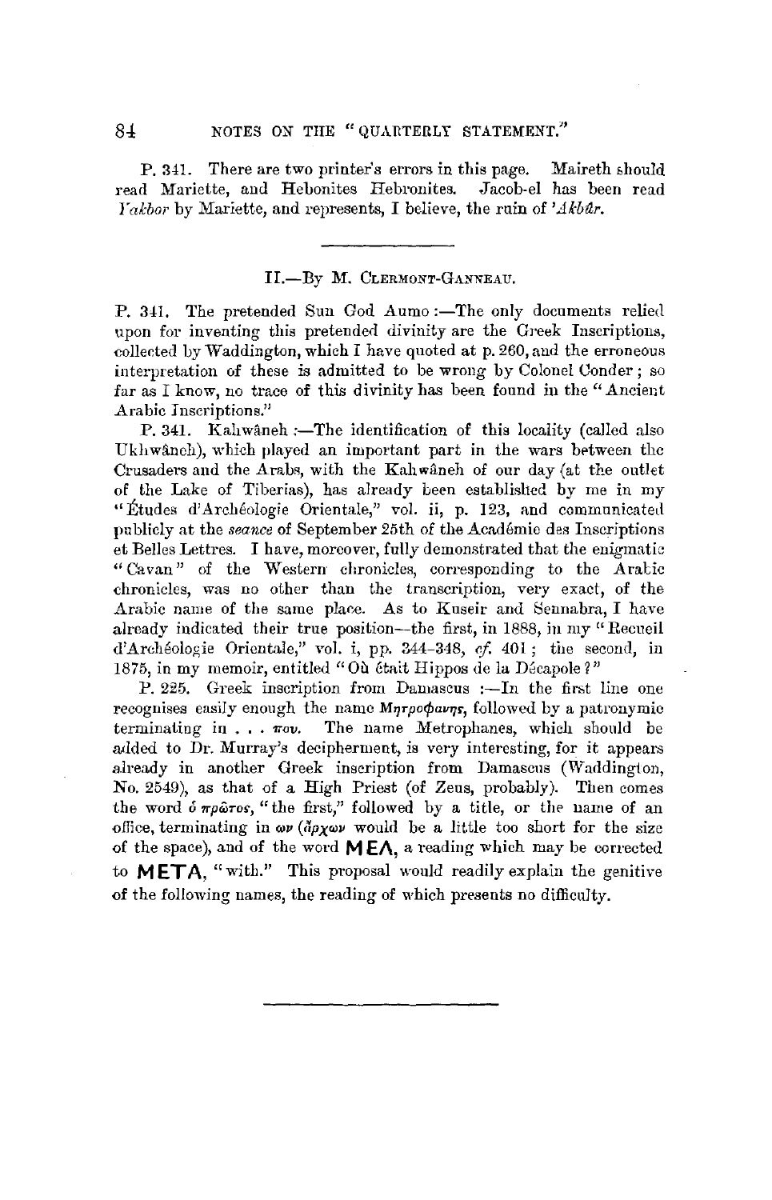P. 341. There are two printer's errors in this page. Maireth should read Mariette, and Hebonites Hebronites. Jacob-el has been read *Yakbor* by Mariette, and represents, I believe, the ruin of *'Akbûr*.

---

## II.—By M. Clermont-Ganneau.

P. 341. The pretended Sun God Aumo :—The only documents relied upon for inventing this pretended divinity are the Greek Inscriptions, collected by Waddington, which I have quoted at p. 260, and the erroneous interpretation of these is admitted to be wrong by Colonel Conder; so far as I know, no trace of this divinity has been found in the "Ancient Arabic Inscriptions."

P. 341. Kahwâneh :—The identification of this locality (called also Ukhwâneh), which played an important part in the wars between the Crusaders and the Arabs, with the Kahwâneh of our day (at the outlet of the Lake of Tiberias), has already been established by me in my "Études d'Archéologie Orientale," vol. ii, p. 123, and communicated publicly at the *seance* of September 25th of the Académie des Inscriptions et Belles Lettres. I have, moreover, fully demonstrated that the enigmatic "Cavan" of the Western chronicles, corresponding to the Arabic chronicles, was no other than the transcription, very exact, of the Arabic name of the same place. As to Kuseir and Sennabra, I have already indicated their true position—the first, in 1888, in my "Recueil d'Archéologie Orientale," vol. i, pp. 344–348, *cf.* 401; the second, in 1875, in my memoir, entitled "Où était Hippos de la Décapole?"

P. 225. Greek inscription from Damascus :—In the first line one recognises easily enough the name *Μητροφανης*, followed by a patronymic terminating in . . . *που*. The name Metrophanes, which should be added to Dr. Murray's decipherment, is very interesting, for it appears already in another Greek inscription from Damascus (Waddington, No. 2549), as that of a High Priest (of Zeus, probably). Then comes the word *ὁ πρῶτος*, "the first," followed by a title, or the name of an office, terminating in *ων* (*ἄρχων* would be a little too short for the size of the space), and of the word **ΜΕΛ**, a reading which may be corrected to **ΜΕΤΑ**, "with." This proposal would readily explain the genitive of the following names, the reading of which presents no difficulty.

---